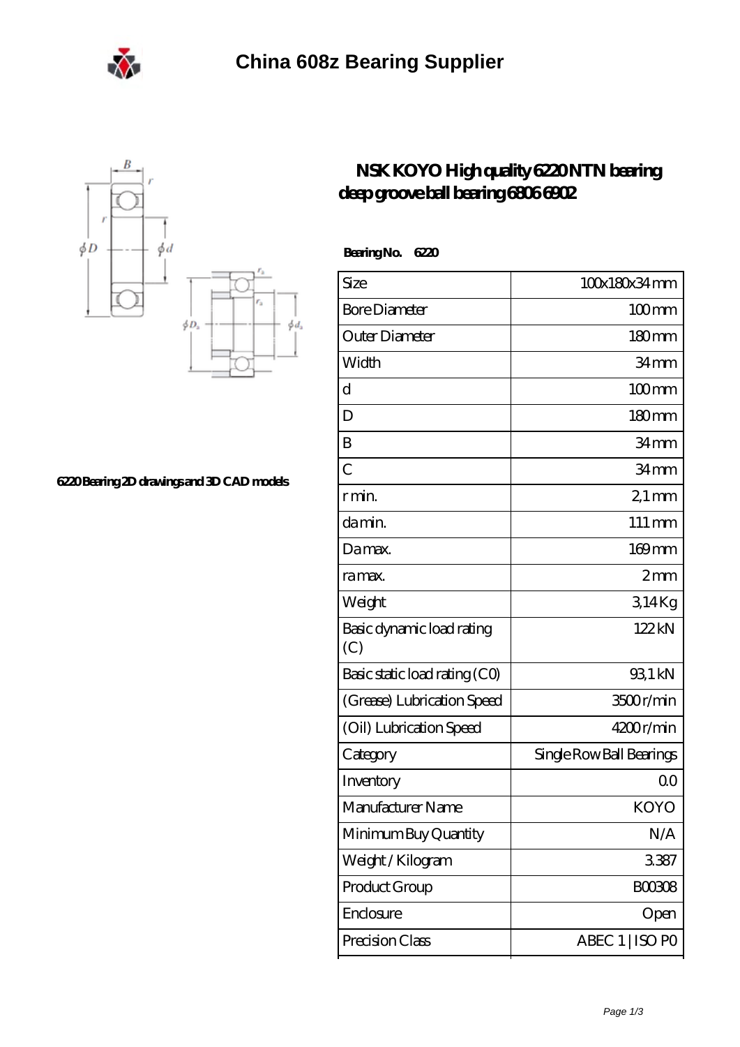# China 608z Bearing Supplier

6220 Bearing 2D drawings and 3D CAD models

## NSK KOYO High quality 6220 NTN bearing deep groove ball bearing 6806 6902

**Bearing No. 6220**

| Size | 100x180x34 mm |
|---|---|
| Bore Diameter | 100 mm |
| Outer Diameter | 180 mm |
| Width | 34 mm |
| d | 100 mm |
| D | 180 mm |
| B | 34 mm |
| C | 34 mm |
| r min. | 2,1 mm |
| da min. | 111 mm |
| Da max. | 169 mm |
| ra max. | 2 mm |
| Weight | 3,14 Kg |
| Basic dynamic load rating (C) | 122 kN |
| Basic static load rating (C0) | 93,1 kN |
| (Grease) Lubrication Speed | 3500 r/min |
| (Oil) Lubrication Speed | 4200 r/min |
| Category | Single Row Ball Bearings |
| Inventory | 0.0 |
| Manufacturer Name | KOYO |
| Minimum Buy Quantity | N/A |
| Weight / Kilogram | 3.387 |
| Product Group | B00308 |
| Enclosure | Open |
| Precision Class | ABEC 1 \| ISO P0 |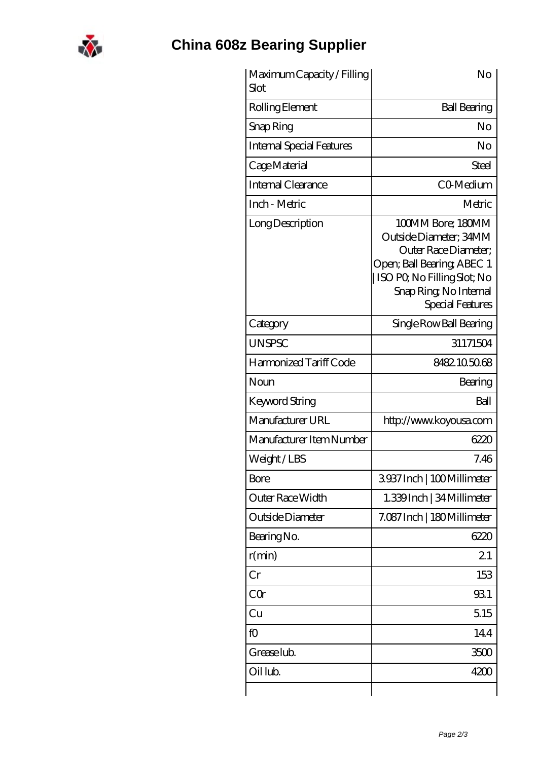# China 608z Bearing Supplier

| | |
|---|---|
| Maximum Capacity / Filling Slot | No |
| Rolling Element | Ball Bearing |
| Snap Ring | No |
| Internal Special Features | No |
| Cage Material | Steel |
| Internal Clearance | C0-Medium |
| Inch - Metric | Metric |
| Long Description | 100MM Bore; 180MM Outside Diameter; 34MM Outer Race Diameter; Open; Ball Bearing; ABEC 1 \| ISO P0; No Filling Slot; No Snap Ring; No Internal Special Features |
| Category | Single Row Ball Bearing |
| UNSPSC | 31171504 |
| Harmonized Tariff Code | 8482.10.50.68 |
| Noun | Bearing |
| Keyword String | Ball |
| Manufacturer URL | http://www.koyousa.com |
| Manufacturer Item Number | 6220 |
| Weight / LBS | 7.46 |
| Bore | 3.937 Inch \| 100 Millimeter |
| Outer Race Width | 1.339 Inch \| 34 Millimeter |
| Outside Diameter | 7.087 Inch \| 180 Millimeter |
| Bearing No. | 6220 |
| r(min) | 2.1 |
| Cr | 153 |
| C0r | 93.1 |
| Cu | 5.15 |
| f0 | 14.4 |
| Grease lub. | 3500 |
| Oil lub. | 4200 |
| | |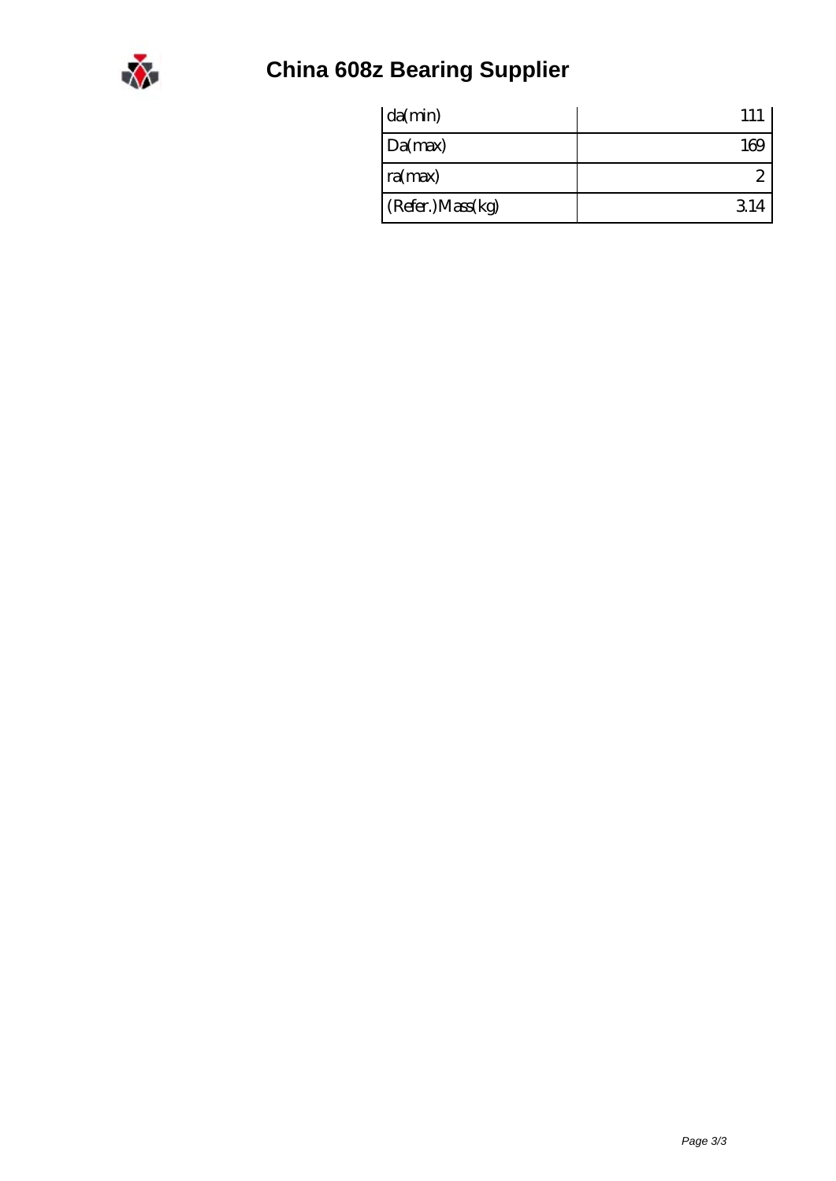| | |
|---|---|
| da(min) | 111 |
| Da(max) | 169 |
| ra(max) | 2 |
| (Refer.)Mass(kg) | 3.14 |